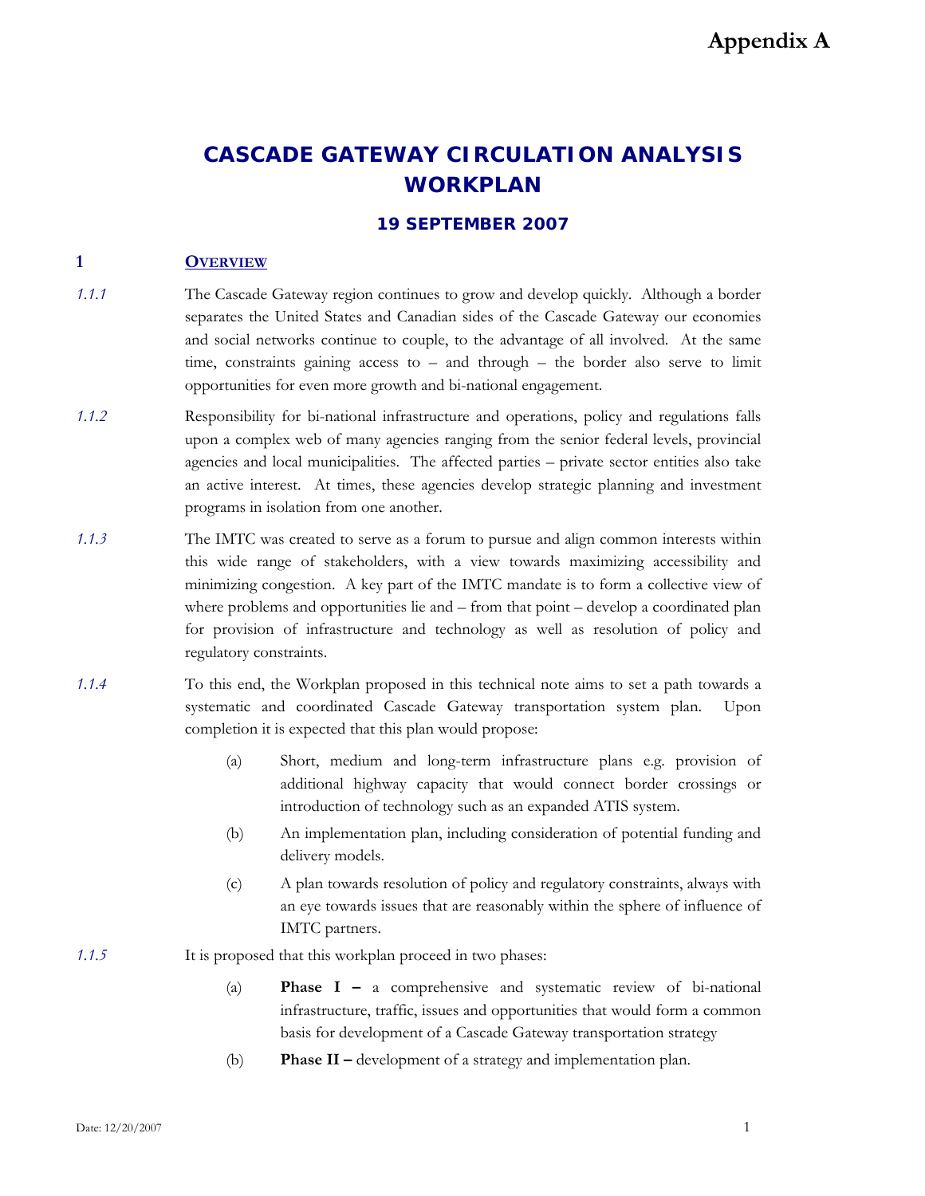**Appendix A**

# CASCADE GATEWAY CIRCULATION ANALYSIS WORKPLAN

### 19 SEPTEMBER 2007

## 1 OVERVIEW

*1.1.1* The Cascade Gateway region continues to grow and develop quickly. Although a border separates the United States and Canadian sides of the Cascade Gateway our economies and social networks continue to couple, to the advantage of all involved. At the same time, constraints gaining access to – and through – the border also serve to limit opportunities for even more growth and bi-national engagement.

*1.1.2* Responsibility for bi-national infrastructure and operations, policy and regulations falls upon a complex web of many agencies ranging from the senior federal levels, provincial agencies and local municipalities. The affected parties – private sector entities also take an active interest. At times, these agencies develop strategic planning and investment programs in isolation from one another.

*1.1.3* The IMTC was created to serve as a forum to pursue and align common interests within this wide range of stakeholders, with a view towards maximizing accessibility and minimizing congestion. A key part of the IMTC mandate is to form a collective view of where problems and opportunities lie and – from that point – develop a coordinated plan for provision of infrastructure and technology as well as resolution of policy and regulatory constraints.

*1.1.4* To this end, the Workplan proposed in this technical note aims to set a path towards a systematic and coordinated Cascade Gateway transportation system plan. Upon completion it is expected that this plan would propose:

(a) Short, medium and long-term infrastructure plans e.g. provision of additional highway capacity that would connect border crossings or introduction of technology such as an expanded ATIS system.

(b) An implementation plan, including consideration of potential funding and delivery models.

(c) A plan towards resolution of policy and regulatory constraints, always with an eye towards issues that are reasonably within the sphere of influence of IMTC partners.

*1.1.5* It is proposed that this workplan proceed in two phases:

(a) **Phase I –** a comprehensive and systematic review of bi-national infrastructure, traffic, issues and opportunities that would form a common basis for development of a Cascade Gateway transportation strategy

(b) **Phase II –** development of a strategy and implementation plan.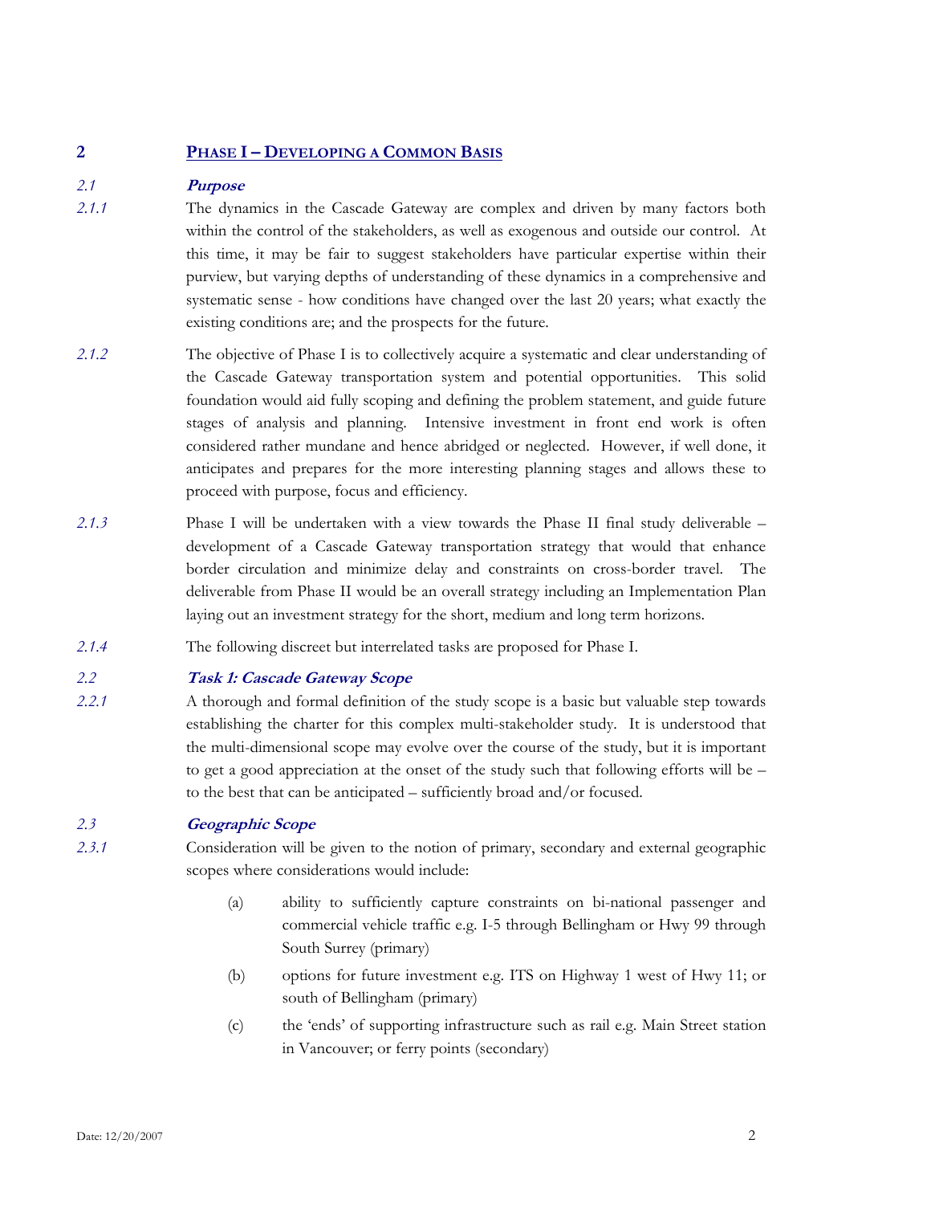## 2 PHASE I – DEVELOPING A COMMON BASIS

### *2.1 Purpose*

*2.1.1* The dynamics in the Cascade Gateway are complex and driven by many factors both within the control of the stakeholders, as well as exogenous and outside our control. At this time, it may be fair to suggest stakeholders have particular expertise within their purview, but varying depths of understanding of these dynamics in a comprehensive and systematic sense - how conditions have changed over the last 20 years; what exactly the existing conditions are; and the prospects for the future.

*2.1.2* The objective of Phase I is to collectively acquire a systematic and clear understanding of the Cascade Gateway transportation system and potential opportunities. This solid foundation would aid fully scoping and defining the problem statement, and guide future stages of analysis and planning. Intensive investment in front end work is often considered rather mundane and hence abridged or neglected. However, if well done, it anticipates and prepares for the more interesting planning stages and allows these to proceed with purpose, focus and efficiency.

*2.1.3* Phase I will be undertaken with a view towards the Phase II final study deliverable – development of a Cascade Gateway transportation strategy that would that enhance border circulation and minimize delay and constraints on cross-border travel. The deliverable from Phase II would be an overall strategy including an Implementation Plan laying out an investment strategy for the short, medium and long term horizons.

*2.1.4* The following discreet but interrelated tasks are proposed for Phase I.

### *2.2 Task 1: Cascade Gateway Scope*

*2.2.1* A thorough and formal definition of the study scope is a basic but valuable step towards establishing the charter for this complex multi-stakeholder study. It is understood that the multi-dimensional scope may evolve over the course of the study, but it is important to get a good appreciation at the onset of the study such that following efforts will be – to the best that can be anticipated – sufficiently broad and/or focused.

### *2.3 Geographic Scope*

*2.3.1* Consideration will be given to the notion of primary, secondary and external geographic scopes where considerations would include:

- (a) ability to sufficiently capture constraints on bi-national passenger and commercial vehicle traffic e.g. I-5 through Bellingham or Hwy 99 through South Surrey (primary)
- (b) options for future investment e.g. ITS on Highway 1 west of Hwy 11; or south of Bellingham (primary)
- (c) the 'ends' of supporting infrastructure such as rail e.g. Main Street station in Vancouver; or ferry points (secondary)

Date: 12/20/2007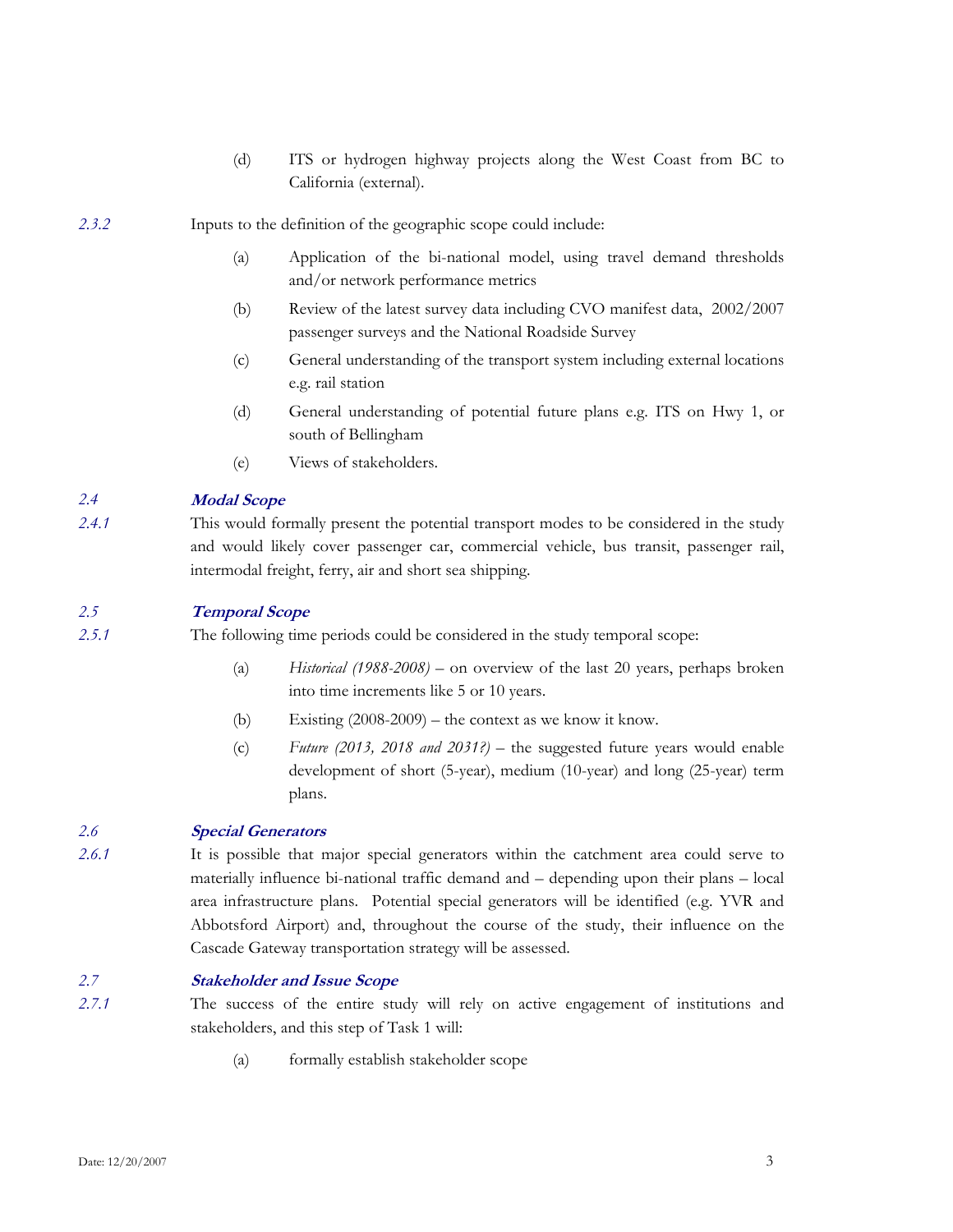(d) ITS or hydrogen highway projects along the West Coast from BC to California (external).

*2.3.2* Inputs to the definition of the geographic scope could include:

(a) Application of the bi-national model, using travel demand thresholds and/or network performance metrics

(b) Review of the latest survey data including CVO manifest data, 2002/2007 passenger surveys and the National Roadside Survey

(c) General understanding of the transport system including external locations e.g. rail station

(d) General understanding of potential future plans e.g. ITS on Hwy 1, or south of Bellingham

(e) Views of stakeholders.

### *2.4* ***Modal Scope***

*2.4.1* This would formally present the potential transport modes to be considered in the study and would likely cover passenger car, commercial vehicle, bus transit, passenger rail, intermodal freight, ferry, air and short sea shipping.

### *2.5* ***Temporal Scope***

*2.5.1* The following time periods could be considered in the study temporal scope:

(a) *Historical (1988-2008)* – on overview of the last 20 years, perhaps broken into time increments like 5 or 10 years.

(b) Existing (2008-2009) – the context as we know it know.

(c) *Future (2013, 2018 and 2031?)* – the suggested future years would enable development of short (5-year), medium (10-year) and long (25-year) term plans.

### *2.6* ***Special Generators***

*2.6.1* It is possible that major special generators within the catchment area could serve to materially influence bi-national traffic demand and – depending upon their plans – local area infrastructure plans. Potential special generators will be identified (e.g. YVR and Abbotsford Airport) and, throughout the course of the study, their influence on the Cascade Gateway transportation strategy will be assessed.

### *2.7* ***Stakeholder and Issue Scope***

*2.7.1* The success of the entire study will rely on active engagement of institutions and stakeholders, and this step of Task 1 will:

(a) formally establish stakeholder scope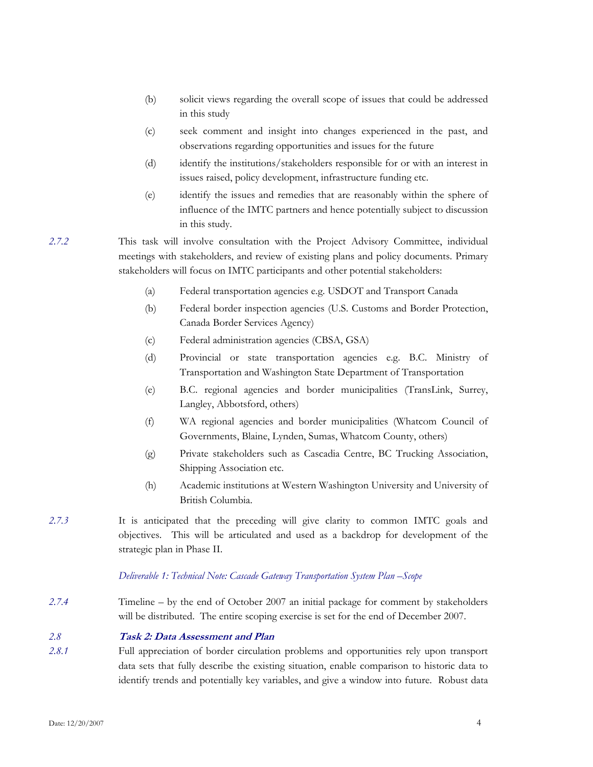(b) solicit views regarding the overall scope of issues that could be addressed in this study

(c) seek comment and insight into changes experienced in the past, and observations regarding opportunities and issues for the future

(d) identify the institutions/stakeholders responsible for or with an interest in issues raised, policy development, infrastructure funding etc.

(e) identify the issues and remedies that are reasonably within the sphere of influence of the IMTC partners and hence potentially subject to discussion in this study.

*2.7.2* This task will involve consultation with the Project Advisory Committee, individual meetings with stakeholders, and review of existing plans and policy documents. Primary stakeholders will focus on IMTC participants and other potential stakeholders:

(a) Federal transportation agencies e.g. USDOT and Transport Canada

(b) Federal border inspection agencies (U.S. Customs and Border Protection, Canada Border Services Agency)

(c) Federal administration agencies (CBSA, GSA)

(d) Provincial or state transportation agencies e.g. B.C. Ministry of Transportation and Washington State Department of Transportation

(e) B.C. regional agencies and border municipalities (TransLink, Surrey, Langley, Abbotsford, others)

(f) WA regional agencies and border municipalities (Whatcom Council of Governments, Blaine, Lynden, Sumas, Whatcom County, others)

(g) Private stakeholders such as Cascadia Centre, BC Trucking Association, Shipping Association etc.

(h) Academic institutions at Western Washington University and University of British Columbia.

*2.7.3* It is anticipated that the preceding will give clarity to common IMTC goals and objectives. This will be articulated and used as a backdrop for development of the strategic plan in Phase II.

*Deliverable 1: Technical Note: Cascade Gateway Transportation System Plan –Scope*

*2.7.4* Timeline – by the end of October 2007 an initial package for comment by stakeholders will be distributed. The entire scoping exercise is set for the end of December 2007.

### *2.8* ***Task 2: Data Assessment and Plan***

*2.8.1* Full appreciation of border circulation problems and opportunities rely upon transport data sets that fully describe the existing situation, enable comparison to historic data to identify trends and potentially key variables, and give a window into future. Robust data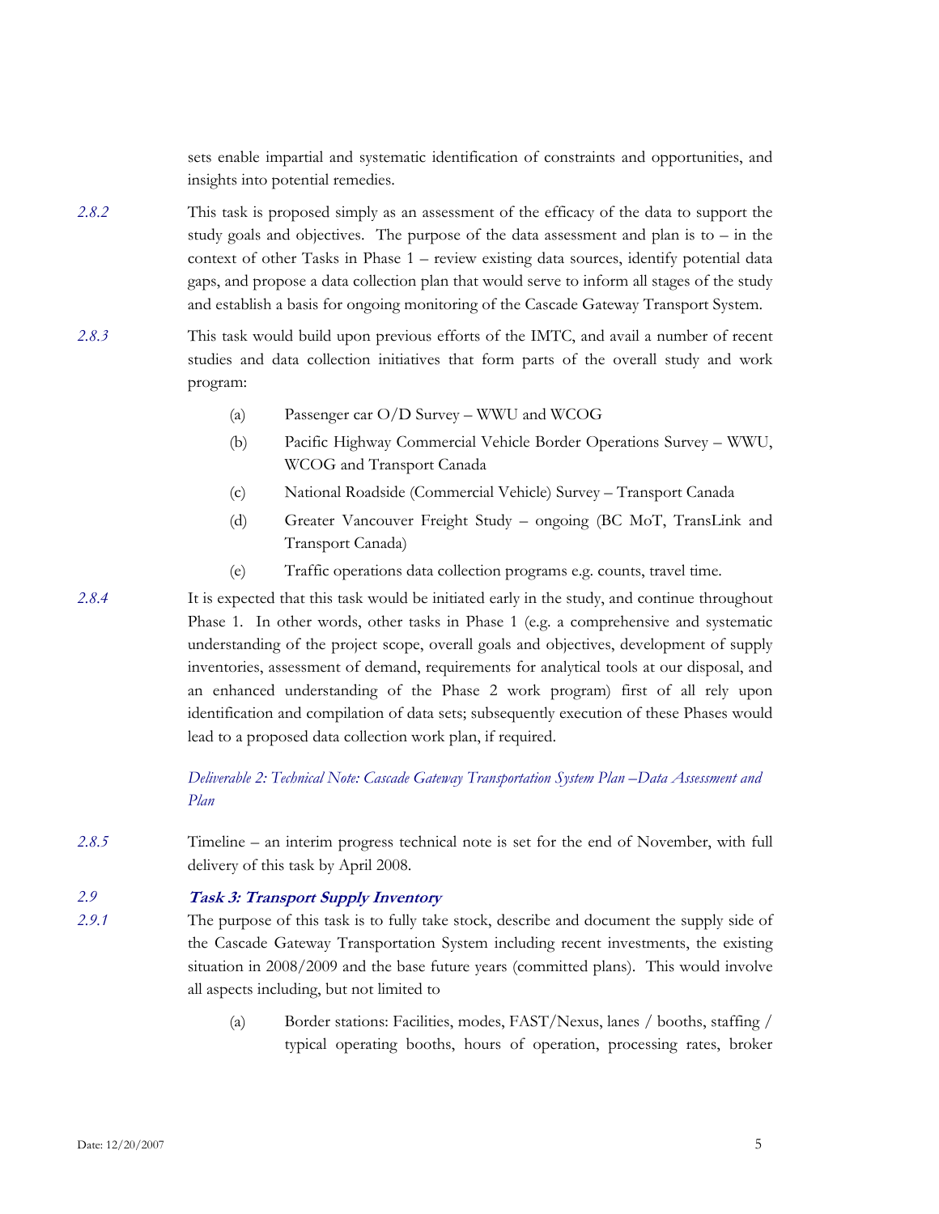sets enable impartial and systematic identification of constraints and opportunities, and insights into potential remedies.

*2.8.2* This task is proposed simply as an assessment of the efficacy of the data to support the study goals and objectives. The purpose of the data assessment and plan is to – in the context of other Tasks in Phase 1 – review existing data sources, identify potential data gaps, and propose a data collection plan that would serve to inform all stages of the study and establish a basis for ongoing monitoring of the Cascade Gateway Transport System.

*2.8.3* This task would build upon previous efforts of the IMTC, and avail a number of recent studies and data collection initiatives that form parts of the overall study and work program:

- (a) Passenger car O/D Survey – WWU and WCOG
- (b) Pacific Highway Commercial Vehicle Border Operations Survey – WWU, WCOG and Transport Canada
- (c) National Roadside (Commercial Vehicle) Survey – Transport Canada
- (d) Greater Vancouver Freight Study – ongoing (BC MoT, TransLink and Transport Canada)
- (e) Traffic operations data collection programs e.g. counts, travel time.

*2.8.4* It is expected that this task would be initiated early in the study, and continue throughout Phase 1. In other words, other tasks in Phase 1 (e.g. a comprehensive and systematic understanding of the project scope, overall goals and objectives, development of supply inventories, assessment of demand, requirements for analytical tools at our disposal, and an enhanced understanding of the Phase 2 work program) first of all rely upon identification and compilation of data sets; subsequently execution of these Phases would lead to a proposed data collection work plan, if required.

*Deliverable 2: Technical Note: Cascade Gateway Transportation System Plan –Data Assessment and Plan*

*2.8.5* Timeline – an interim progress technical note is set for the end of November, with full delivery of this task by April 2008.

### *2.9* ***Task 3: Transport Supply Inventory***

*2.9.1* The purpose of this task is to fully take stock, describe and document the supply side of the Cascade Gateway Transportation System including recent investments, the existing situation in 2008/2009 and the base future years (committed plans). This would involve all aspects including, but not limited to

- (a) Border stations: Facilities, modes, FAST/Nexus, lanes / booths, staffing / typical operating booths, hours of operation, processing rates, broker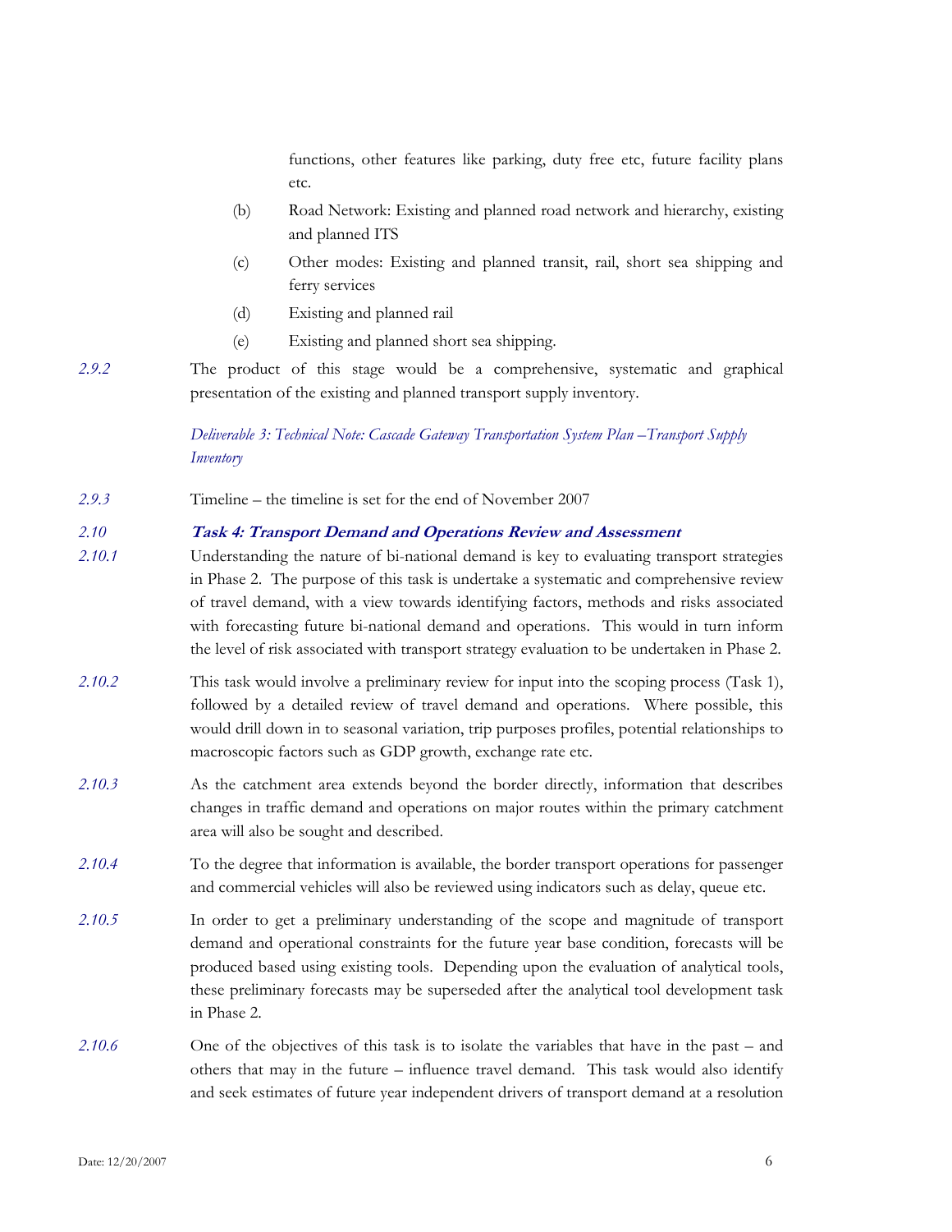functions, other features like parking, duty free etc, future facility plans etc.

(b) Road Network: Existing and planned road network and hierarchy, existing and planned ITS

(c) Other modes: Existing and planned transit, rail, short sea shipping and ferry services

(d) Existing and planned rail

(e) Existing and planned short sea shipping.

*2.9.2* The product of this stage would be a comprehensive, systematic and graphical presentation of the existing and planned transport supply inventory.

*Deliverable 3: Technical Note: Cascade Gateway Transportation System Plan –Transport Supply Inventory*

*2.9.3* Timeline – the timeline is set for the end of November 2007

### *2.10* ***Task 4: Transport Demand and Operations Review and Assessment***

*2.10.1* Understanding the nature of bi-national demand is key to evaluating transport strategies in Phase 2. The purpose of this task is undertake a systematic and comprehensive review of travel demand, with a view towards identifying factors, methods and risks associated with forecasting future bi-national demand and operations. This would in turn inform the level of risk associated with transport strategy evaluation to be undertaken in Phase 2.

*2.10.2* This task would involve a preliminary review for input into the scoping process (Task 1), followed by a detailed review of travel demand and operations. Where possible, this would drill down in to seasonal variation, trip purposes profiles, potential relationships to macroscopic factors such as GDP growth, exchange rate etc.

*2.10.3* As the catchment area extends beyond the border directly, information that describes changes in traffic demand and operations on major routes within the primary catchment area will also be sought and described.

*2.10.4* To the degree that information is available, the border transport operations for passenger and commercial vehicles will also be reviewed using indicators such as delay, queue etc.

*2.10.5* In order to get a preliminary understanding of the scope and magnitude of transport demand and operational constraints for the future year base condition, forecasts will be produced based using existing tools. Depending upon the evaluation of analytical tools, these preliminary forecasts may be superseded after the analytical tool development task in Phase 2.

*2.10.6* One of the objectives of this task is to isolate the variables that have in the past – and others that may in the future – influence travel demand. This task would also identify and seek estimates of future year independent drivers of transport demand at a resolution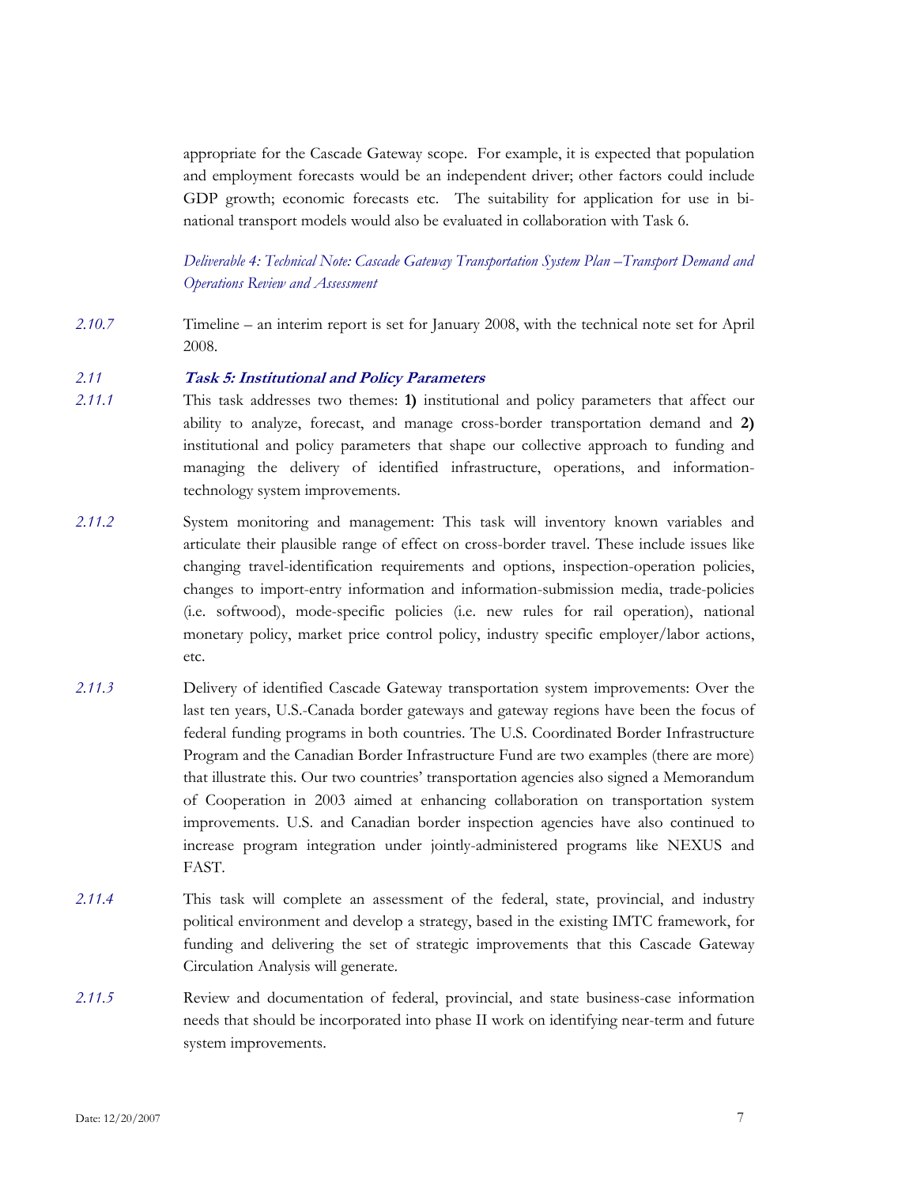appropriate for the Cascade Gateway scope. For example, it is expected that population and employment forecasts would be an independent driver; other factors could include GDP growth; economic forecasts etc. The suitability for application for use in bi-national transport models would also be evaluated in collaboration with Task 6.

*Deliverable 4: Technical Note: Cascade Gateway Transportation System Plan –Transport Demand and Operations Review and Assessment*

*2.10.7* Timeline – an interim report is set for January 2008, with the technical note set for April 2008.

### *2.11* ***Task 5: Institutional and Policy Parameters***

*2.11.1* This task addresses two themes: **1)** institutional and policy parameters that affect our ability to analyze, forecast, and manage cross-border transportation demand and **2)** institutional and policy parameters that shape our collective approach to funding and managing the delivery of identified infrastructure, operations, and information-technology system improvements.

*2.11.2* System monitoring and management: This task will inventory known variables and articulate their plausible range of effect on cross-border travel. These include issues like changing travel-identification requirements and options, inspection-operation policies, changes to import-entry information and information-submission media, trade-policies (i.e. softwood), mode-specific policies (i.e. new rules for rail operation), national monetary policy, market price control policy, industry specific employer/labor actions, etc.

*2.11.3* Delivery of identified Cascade Gateway transportation system improvements: Over the last ten years, U.S.-Canada border gateways and gateway regions have been the focus of federal funding programs in both countries. The U.S. Coordinated Border Infrastructure Program and the Canadian Border Infrastructure Fund are two examples (there are more) that illustrate this. Our two countries' transportation agencies also signed a Memorandum of Cooperation in 2003 aimed at enhancing collaboration on transportation system improvements. U.S. and Canadian border inspection agencies have also continued to increase program integration under jointly-administered programs like NEXUS and FAST.

*2.11.4* This task will complete an assessment of the federal, state, provincial, and industry political environment and develop a strategy, based in the existing IMTC framework, for funding and delivering the set of strategic improvements that this Cascade Gateway Circulation Analysis will generate.

*2.11.5* Review and documentation of federal, provincial, and state business-case information needs that should be incorporated into phase II work on identifying near-term and future system improvements.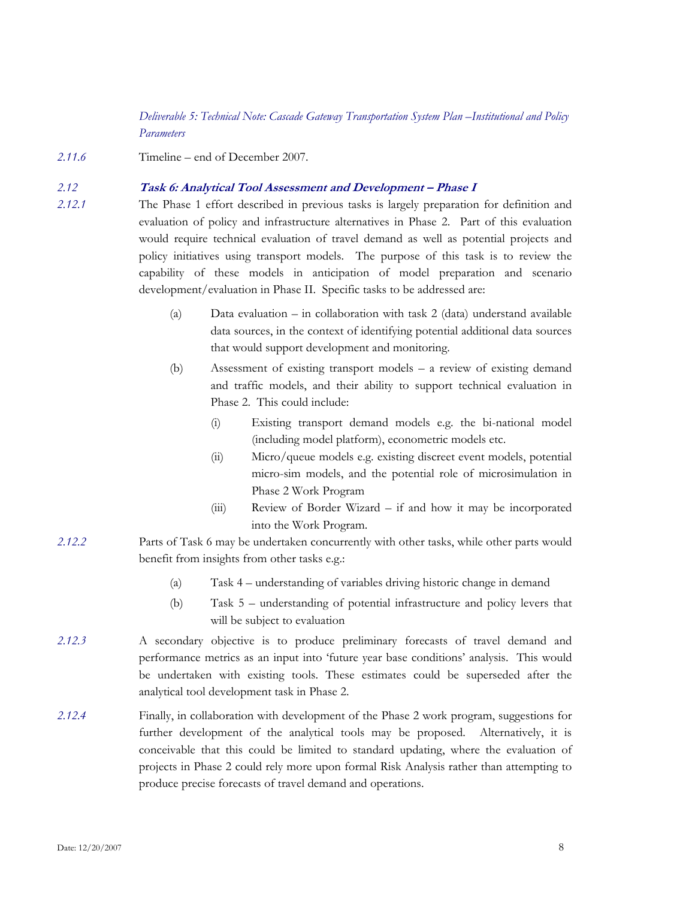*Deliverable 5: Technical Note: Cascade Gateway Transportation System Plan –Institutional and Policy Parameters*

*2.11.6* Timeline – end of December 2007.

## *2.12* Task 6: Analytical Tool Assessment and Development – Phase I

*2.12.1* The Phase 1 effort described in previous tasks is largely preparation for definition and evaluation of policy and infrastructure alternatives in Phase 2. Part of this evaluation would require technical evaluation of travel demand as well as potential projects and policy initiatives using transport models. The purpose of this task is to review the capability of these models in anticipation of model preparation and scenario development/evaluation in Phase II. Specific tasks to be addressed are:

- (a) Data evaluation – in collaboration with task 2 (data) understand available data sources, in the context of identifying potential additional data sources that would support development and monitoring.
- (b) Assessment of existing transport models – a review of existing demand and traffic models, and their ability to support technical evaluation in Phase 2. This could include:
  - (i) Existing transport demand models e.g. the bi-national model (including model platform), econometric models etc.
  - (ii) Micro/queue models e.g. existing discreet event models, potential micro-sim models, and the potential role of microsimulation in Phase 2 Work Program
  - (iii) Review of Border Wizard – if and how it may be incorporated into the Work Program.

*2.12.2* Parts of Task 6 may be undertaken concurrently with other tasks, while other parts would benefit from insights from other tasks e.g.:

- (a) Task 4 – understanding of variables driving historic change in demand
- (b) Task 5 – understanding of potential infrastructure and policy levers that will be subject to evaluation

*2.12.3* A secondary objective is to produce preliminary forecasts of travel demand and performance metrics as an input into 'future year base conditions' analysis. This would be undertaken with existing tools. These estimates could be superseded after the analytical tool development task in Phase 2.

*2.12.4* Finally, in collaboration with development of the Phase 2 work program, suggestions for further development of the analytical tools may be proposed. Alternatively, it is conceivable that this could be limited to standard updating, where the evaluation of projects in Phase 2 could rely more upon formal Risk Analysis rather than attempting to produce precise forecasts of travel demand and operations.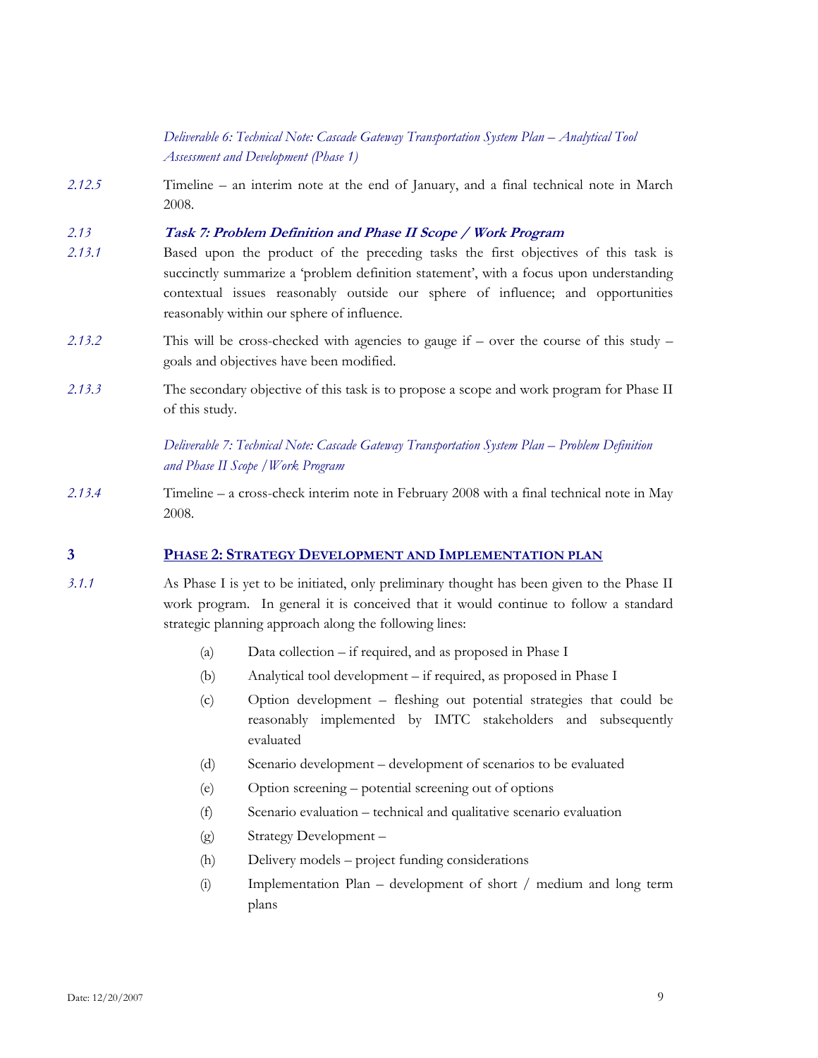*Deliverable 6: Technical Note: Cascade Gateway Transportation System Plan – Analytical Tool Assessment and Development (Phase 1)*

*2.12.5* Timeline – an interim note at the end of January, and a final technical note in March 2008.

### *2.13* ***Task 7: Problem Definition and Phase II Scope / Work Program***

*2.13.1* Based upon the product of the preceding tasks the first objectives of this task is succinctly summarize a 'problem definition statement', with a focus upon understanding contextual issues reasonably outside our sphere of influence; and opportunities reasonably within our sphere of influence.

*2.13.2* This will be cross-checked with agencies to gauge if – over the course of this study – goals and objectives have been modified.

*2.13.3* The secondary objective of this task is to propose a scope and work program for Phase II of this study.

*Deliverable 7: Technical Note: Cascade Gateway Transportation System Plan – Problem Definition and Phase II Scope / Work Program*

*2.13.4* Timeline – a cross-check interim note in February 2008 with a final technical note in May 2008.

## 3 PHASE 2: STRATEGY DEVELOPMENT AND IMPLEMENTATION PLAN

*3.1.1* As Phase I is yet to be initiated, only preliminary thought has been given to the Phase II work program. In general it is conceived that it would continue to follow a standard strategic planning approach along the following lines:

(a) Data collection – if required, and as proposed in Phase I

(b) Analytical tool development – if required, as proposed in Phase I

(c) Option development – fleshing out potential strategies that could be reasonably implemented by IMTC stakeholders and subsequently evaluated

(d) Scenario development – development of scenarios to be evaluated

(e) Option screening – potential screening out of options

(f) Scenario evaluation – technical and qualitative scenario evaluation

(g) Strategy Development –

(h) Delivery models – project funding considerations

(i) Implementation Plan – development of short / medium and long term plans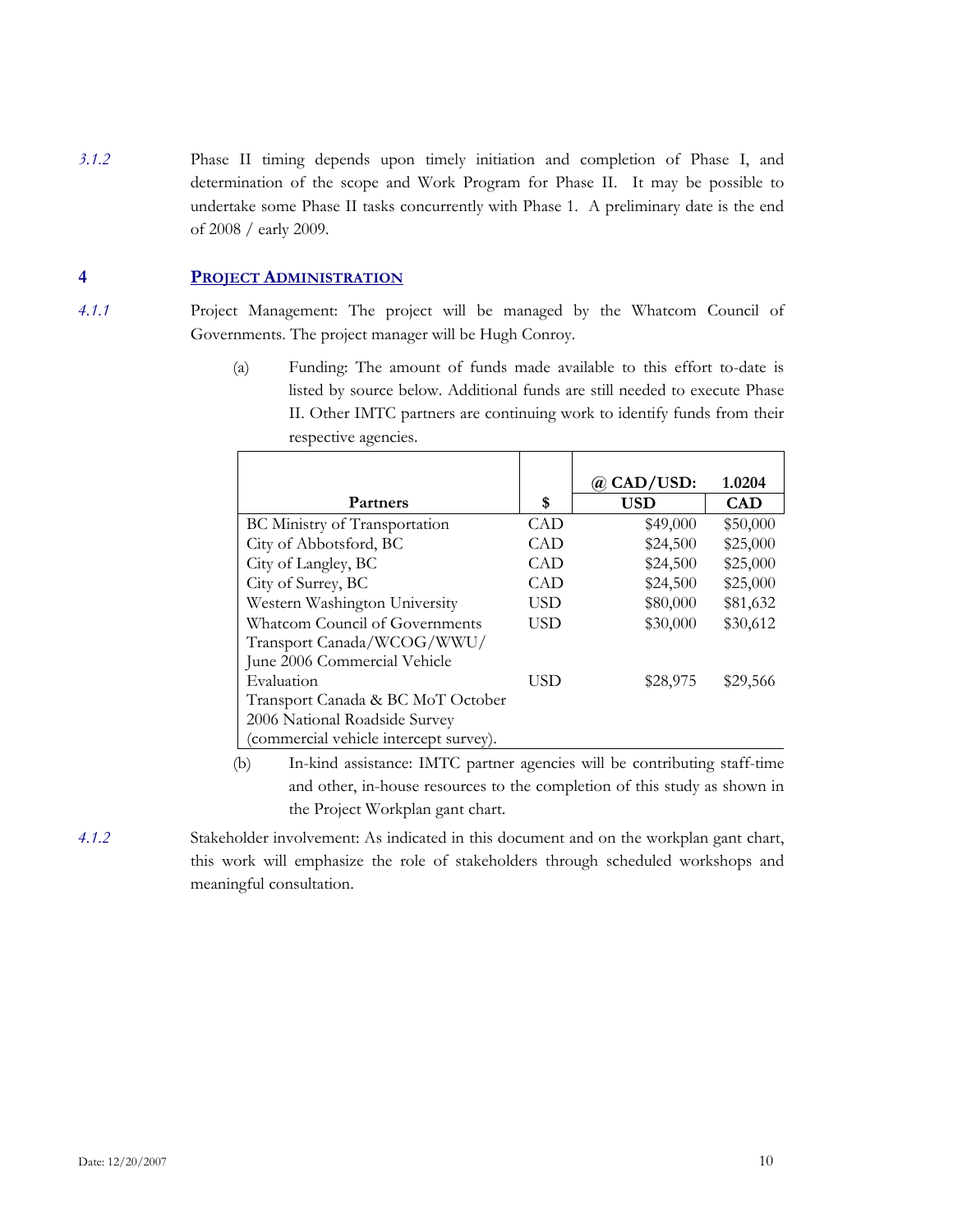*3.1.2* Phase II timing depends upon timely initiation and completion of Phase I, and determination of the scope and Work Program for Phase II. It may be possible to undertake some Phase II tasks concurrently with Phase 1. A preliminary date is the end of 2008 / early 2009.

## 4 PROJECT ADMINISTRATION

*4.1.1* Project Management: The project will be managed by the Whatcom Council of Governments. The project manager will be Hugh Conroy.

(a) Funding: The amount of funds made available to this effort to-date is listed by source below. Additional funds are still needed to execute Phase II. Other IMTC partners are continuing work to identify funds from their respective agencies.

| | | **@ CAD/USD:** | **1.0204** |
|---|---|---|---|
| **Partners** | **$** | **USD** | **CAD** |
| BC Ministry of Transportation | CAD | $49,000 | $50,000 |
| City of Abbotsford, BC | CAD | $24,500 | $25,000 |
| City of Langley, BC | CAD | $24,500 | $25,000 |
| City of Surrey, BC | CAD | $24,500 | $25,000 |
| Western Washington University | USD | $80,000 | $81,632 |
| Whatcom Council of Governments | USD | $30,000 | $30,612 |
| Transport Canada/WCOG/WWU/ June 2006 Commercial Vehicle Evaluation | USD | $28,975 | $29,566 |
| Transport Canada & BC MoT October 2006 National Roadside Survey (commercial vehicle intercept survey). | | | |

(b) In-kind assistance: IMTC partner agencies will be contributing staff-time and other, in-house resources to the completion of this study as shown in the Project Workplan gant chart.

*4.1.2* Stakeholder involvement: As indicated in this document and on the workplan gant chart, this work will emphasize the role of stakeholders through scheduled workshops and meaningful consultation.